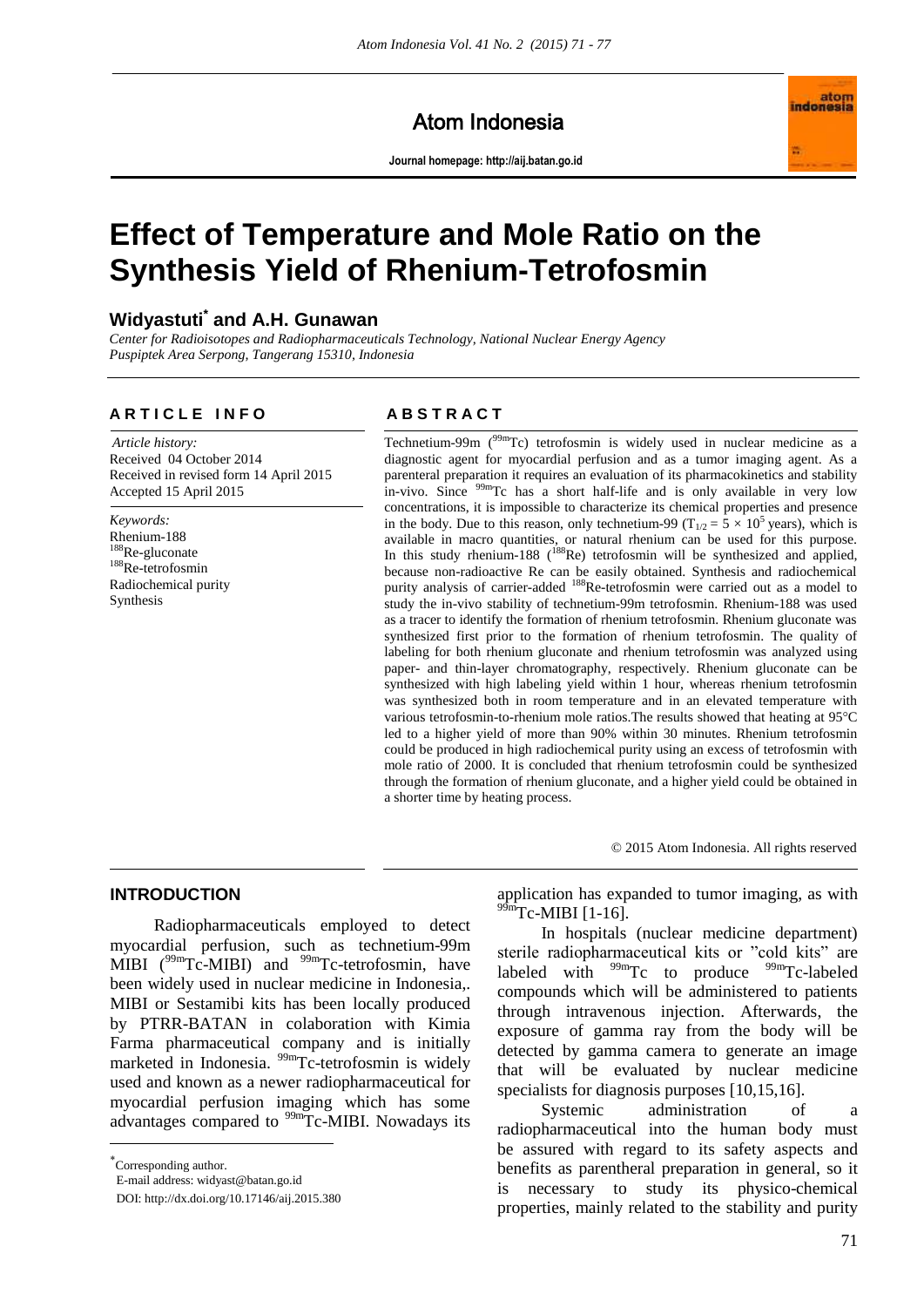Atom Indonesia

**Journal homepage: http://aij.batan.go.id**

# Effect of Temperature and Mole Ratio on the Synthesis Yield of Rhenium-Tetrofosmin

## Widyastuti* and A.H. Gunawan

*Center for Radioisotopes and Radiopharmaceuticals Technology, National Nuclear Energy Agency Puspiptek Area Serpong, Tangerang 15310, Indonesia*

### ARTICLE INFO

*Article history:*
Received 04 October 2014
Received in revised form 14 April 2015
Accepted 15 April 2015

*Keywords:*
Rhenium-188
$^{188}$Re-gluconate
$^{188}$Re-tetrofosmin
Radiochemical purity
Synthesis

### ABSTRACT

Technetium-99m ($^{99m}$Tc) tetrofosmin is widely used in nuclear medicine as a diagnostic agent for myocardial perfusion and as a tumor imaging agent. As a parenteral preparation it requires an evaluation of its pharmacokinetics and stability in-vivo. Since $^{99m}$Tc has a short half-life and is only available in very low concentrations, it is impossible to characterize its chemical properties and presence in the body. Due to this reason, only technetium-99 ($T_{1/2} = 5 \times 10^5$ years), which is available in macro quantities, or natural rhenium can be used for this purpose. In this study rhenium-188 ($^{188}$Re) tetrofosmin will be synthesized and applied, because non-radioactive Re can be easily obtained. Synthesis and radiochemical purity analysis of carrier-added $^{188}$Re-tetrofosmin were carried out as a model to study the in-vivo stability of technetium-99m tetrofosmin. Rhenium-188 was used as a tracer to identify the formation of rhenium tetrofosmin. Rhenium gluconate was synthesized first prior to the formation of rhenium tetrofosmin. The quality of labeling for both rhenium gluconate and rhenium tetrofosmin was analyzed using paper- and thin-layer chromatography, respectively. Rhenium gluconate can be synthesized with high labeling yield within 1 hour, whereas rhenium tetrofosmin was synthesized both in room temperature and in an elevated temperature with various tetrofosmin-to-rhenium mole ratios.The results showed that heating at 95°C led to a higher yield of more than 90% within 30 minutes. Rhenium tetrofosmin could be produced in high radiochemical purity using an excess of tetrofosmin with mole ratio of 2000. It is concluded that rhenium tetrofosmin could be synthesized through the formation of rhenium gluconate, and a higher yield could be obtained in a shorter time by heating process.

© 2015 Atom Indonesia. All rights reserved

## INTRODUCTION

Radiopharmaceuticals employed to detect myocardial perfusion, such as technetium-99m MIBI ($^{99m}$Tc-MIBI) and $^{99m}$Tc-tetrofosmin, have been widely used in nuclear medicine in Indonesia,. MIBI or Sestamibi kits has been locally produced by PTRR-BATAN in colaboration with Kimia Farma pharmaceutical company and is initially marketed in Indonesia. $^{99m}$Tc-tetrofosmin is widely used and known as a newer radiopharmaceutical for myocardial perfusion imaging which has some advantages compared to $^{99m}$Tc-MIBI. Nowadays its application has expanded to tumor imaging, as with $^{99m}$Tc-MIBI [1-16].

In hospitals (nuclear medicine department) sterile radiopharmaceutical kits or "cold kits" are labeled with $^{99m}$Tc to produce $^{99m}$Tc-labeled compounds which will be administered to patients through intravenous injection. Afterwards, the exposure of gamma ray from the body will be detected by gamma camera to generate an image that will be evaluated by nuclear medicine specialists for diagnosis purposes [10,15,16].

Systemic administration of a radiopharmaceutical into the human body must be assured with regard to its safety aspects and benefits as parentheral preparation in general, so it is necessary to study its physico-chemical properties, mainly related to the stability and purity

*Corresponding author.
E-mail address: widyast@batan.go.id
DOI: http://dx.doi.org/10.17146/aij.2015.380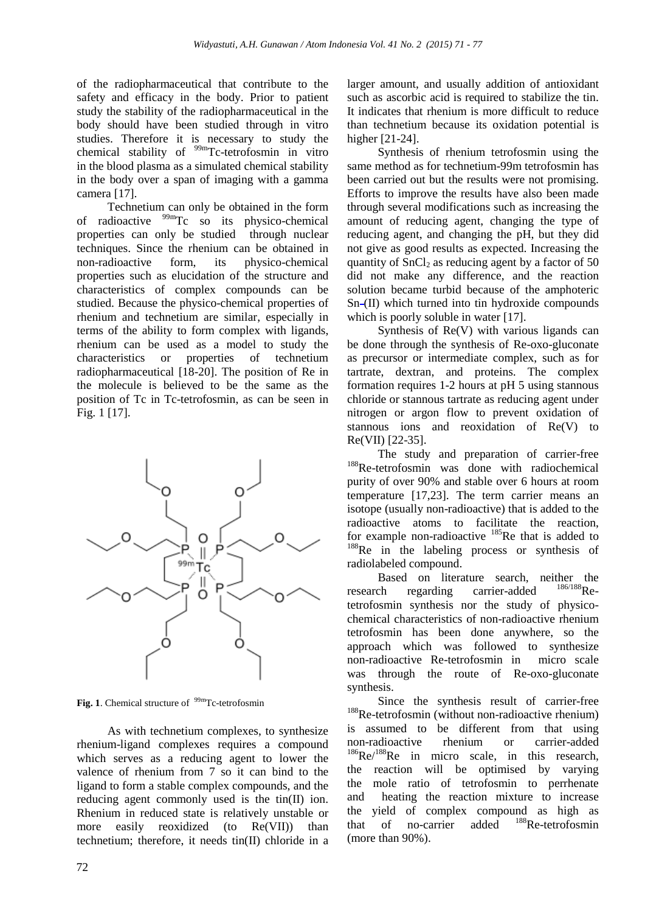of the radiopharmaceutical that contribute to the safety and efficacy in the body. Prior to patient study the stability of the radiopharmaceutical in the body should have been studied through in vitro studies. Therefore it is necessary to study the chemical stability of $^{99m}$Tc-tetrofosmin in vitro in the blood plasma as a simulated chemical stability in the body over a span of imaging with a gamma camera [17].

Technetium can only be obtained in the form of radioactive $^{99m}$Tc so its physico-chemical properties can only be studied through nuclear techniques. Since the rhenium can be obtained in non-radioactive form, its physico-chemical properties such as elucidation of the structure and characteristics of complex compounds can be studied. Because the physico-chemical properties of rhenium and technetium are similar, especially in terms of the ability to form complex with ligands, rhenium can be used as a model to study the characteristics or properties of technetium radiopharmaceutical [18-20]. The position of Re in the molecule is believed to be the same as the position of Tc in Tc-tetrofosmin, as can be seen in Fig. 1 [17].

**Fig. 1**. Chemical structure of $^{99m}$Tc-tetrofosmin

As with technetium complexes, to synthesize rhenium-ligand complexes requires a compound which serves as a reducing agent to lower the valence of rhenium from 7 so it can bind to the ligand to form a stable complex compounds, and the reducing agent commonly used is the tin(II) ion. Rhenium in reduced state is relatively unstable or more easily reoxidized (to Re(VII)) than technetium; therefore, it needs tin(II) chloride in a larger amount, and usually addition of antioxidant such as ascorbic acid is required to stabilize the tin. It indicates that rhenium is more difficult to reduce than technetium because its oxidation potential is higher [21-24].

Synthesis of rhenium tetrofosmin using the same method as for technetium-99m tetrofosmin has been carried out but the results were not promising. Efforts to improve the results have also been made through several modifications such as increasing the amount of reducing agent, changing the type of reducing agent, and changing the pH, but they did not give as good results as expected. Increasing the quantity of $SnCl_2$ as reducing agent by a factor of 50 did not make any difference, and the reaction solution became turbid because of the amphoteric Sn-(II) which turned into tin hydroxide compounds which is poorly soluble in water [17].

Synthesis of Re(V) with various ligands can be done through the synthesis of Re-oxo-gluconate as precursor or intermediate complex, such as for tartrate, dextran, and proteins. The complex formation requires 1-2 hours at pH 5 using stannous chloride or stannous tartrate as reducing agent under nitrogen or argon flow to prevent oxidation of stannous ions and reoxidation of Re(V) to Re(VII) [22-35].

The study and preparation of carrier-free $^{188}$Re-tetrofosmin was done with radiochemical purity of over 90% and stable over 6 hours at room temperature [17,23]. The term carrier means an isotope (usually non-radioactive) that is added to the radioactive atoms to facilitate the reaction, for example non-radioactive $^{185}$Re that is added to $^{188}$Re in the labeling process or synthesis of radiolabeled compound.

Based on literature search, neither the research regarding carrier-added $^{186/188}$Re-tetrofosmin synthesis nor the study of physico-chemical characteristics of non-radioactive rhenium tetrofosmin has been done anywhere, so the approach which was followed to synthesize non-radioactive Re-tetrofosmin in micro scale was through the route of Re-oxo-gluconate synthesis.

Since the synthesis result of carrier-free $^{188}$Re-tetrofosmin (without non-radioactive rhenium) is assumed to be different from that using non-radioactive rhenium or carrier-added $^{186}$Re/$^{188}$Re in micro scale, in this research, the reaction will be optimised by varying the mole ratio of tetrofosmin to perrhenate and heating the reaction mixture to increase the yield of complex compound as high as that of no-carrier added $^{188}$Re-tetrofosmin (more than 90%).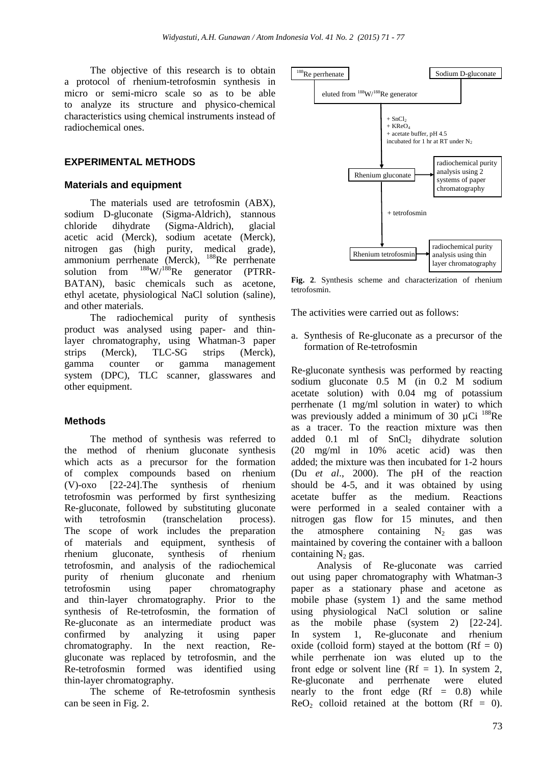The objective of this research is to obtain a protocol of rhenium-tetrofosmin synthesis in micro or semi-micro scale so as to be able to analyze its structure and physico-chemical characteristics using chemical instruments instead of radiochemical ones.

## EXPERIMENTAL METHODS

### Materials and equipment

The materials used are tetrofosmin (ABX), sodium D-gluconate (Sigma-Aldrich), stannous chloride dihydrate (Sigma-Aldrich), glacial acetic acid (Merck), sodium acetate (Merck), nitrogen gas (high purity, medical grade), ammonium perrhenate (Merck), $^{188}$Re perrhenate solution from $^{188}$W/$^{188}$Re generator (PTRR-BATAN), basic chemicals such as acetone, ethyl acetate, physiological NaCl solution (saline), and other materials.

The radiochemical purity of synthesis product was analysed using paper- and thin-layer chromatography, using Whatman-3 paper strips (Merck), TLC-SG strips (Merck), gamma counter or gamma management system (DPC), TLC scanner, glasswares and other equipment.

### Methods

The method of synthesis was referred to the method of rhenium gluconate synthesis which acts as a precursor for the formation of complex compounds based on rhenium (V)-oxo [22-24].The synthesis of rhenium tetrofosmin was performed by first synthesizing Re-gluconate, followed by substituting gluconate with tetrofosmin (transchelation process). The scope of work includes the preparation of materials and equipment, synthesis of rhenium gluconate, synthesis of rhenium tetrofosmin, and analysis of the radiochemical purity of rhenium gluconate and rhenium tetrofosmin using paper chromatography and thin-layer chromatography. Prior to the synthesis of Re-tetrofosmin, the formation of Re-gluconate as an intermediate product was confirmed by analyzing it using paper chromatography. In the next reaction, Re-gluconate was replaced by tetrofosmin, and the Re-tetrofosmin formed was identified using thin-layer chromatography.

The scheme of Re-tetrofosmin synthesis can be seen in Fig. 2.

$^{188}$Re perrhenate — Sodium D-gluconate

eluted from $^{188}$W/$^{188}$Re generator

+ $SnCl_2$
+ $KReO_4$
+ acetate buffer, pH 4.5
incubated for 1 hr at RT under $N_2$

Rhenium gluconate → radiochemical purity analysis using 2 systems of paper chromatography

+ tetrofosmin

Rhenium tetrofosmin → radiochemical purity analysis using thin layer chromatography

**Fig. 2**. Synthesis scheme and characterization of rhenium tetrofosmin.

The activities were carried out as follows:

a. Synthesis of Re-gluconate as a precursor of the formation of Re-tetrofosmin

Re-gluconate synthesis was performed by reacting sodium gluconate 0.5 M (in 0.2 M sodium acetate solution) with 0.04 mg of potassium perrhenate (1 mg/ml solution in water) to which was previously added a minimum of 30 µCi $^{188}$Re as a tracer. To the reaction mixture was then added 0.1 ml of $SnCl_2$ dihydrate solution (20 mg/ml in 10% acetic acid) was then added; the mixture was then incubated for 1-2 hours (Du *et al*., 2000). The pH of the reaction should be 4-5, and it was obtained by using acetate buffer as the medium. Reactions were performed in a sealed container with a nitrogen gas flow for 15 minutes, and then the atmosphere containing $N_2$ gas was maintained by covering the container with a balloon containing $N_2$ gas.

Analysis of Re-gluconate was carried out using paper chromatography with Whatman-3 paper as a stationary phase and acetone as mobile phase (system 1) and the same method using physiological NaCl solution or saline as the mobile phase (system 2) [22-24]. In system 1, Re-gluconate and rhenium oxide (colloid form) stayed at the bottom (Rf = 0) while perrhenate ion was eluted up to the front edge or solvent line (Rf = 1). In system 2, Re-gluconate and perrhenate were eluted nearly to the front edge (Rf = 0.8) while $ReO_2$ colloid retained at the bottom (Rf = 0).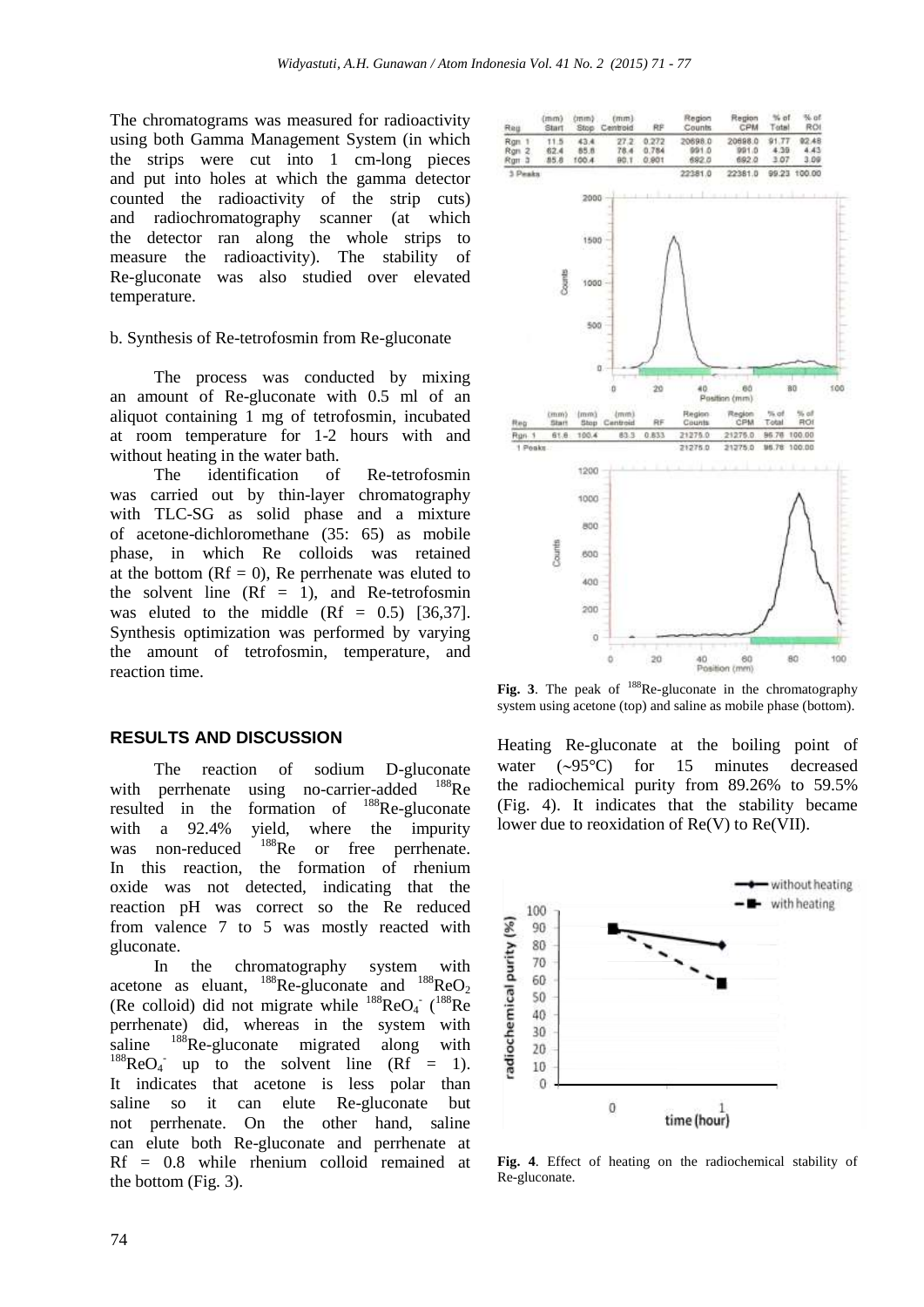The chromatograms was measured for radioactivity using both Gamma Management System (in which the strips were cut into 1 cm-long pieces and put into holes at which the gamma detector counted the radioactivity of the strip cuts) and radiochromatography scanner (at which the detector ran along the whole strips to measure the radioactivity). The stability of Re-gluconate was also studied over elevated temperature.

b. Synthesis of Re-tetrofosmin from Re-gluconate

The process was conducted by mixing an amount of Re-gluconate with 0.5 ml of an aliquot containing 1 mg of tetrofosmin, incubated at room temperature for 1-2 hours with and without heating in the water bath.

The identification of Re-tetrofosmin was carried out by thin-layer chromatography with TLC-SG as solid phase and a mixture of acetone-dichloromethane (35: 65) as mobile phase, in which Re colloids was retained at the bottom (Rf = 0), Re perrhenate was eluted to the solvent line (Rf = 1), and Re-tetrofosmin was eluted to the middle (Rf = 0.5) [36,37]. Synthesis optimization was performed by varying the amount of tetrofosmin, temperature, and reaction time.

## RESULTS AND DISCUSSION

The reaction of sodium D-gluconate with perrhenate using no-carrier-added $^{188}$Re resulted in the formation of $^{188}$Re-gluconate with a 92.4% yield, where the impurity was non-reduced $^{188}$Re or free perrhenate. In this reaction, the formation of rhenium oxide was not detected, indicating that the reaction pH was correct so the Re reduced from valence 7 to 5 was mostly reacted with gluconate.

In the chromatography system with acetone as eluant, $^{188}$Re-gluconate and $^{188}ReO_2$ (Re colloid) did not migrate while $^{188}ReO_4^-$ ($^{188}$Re perrhenate) did, whereas in the system with saline $^{188}$Re-gluconate migrated along with $^{188}ReO_4^-$ up to the solvent line (Rf = 1). It indicates that acetone is less polar than saline so it can elute Re-gluconate but not perrhenate. On the other hand, saline can elute both Re-gluconate and perrhenate at Rf = 0.8 while rhenium colloid remained at the bottom (Fig. 3).

| Reg | (mm) Start | (mm) Stop | (mm) Centroid | RF | Region Counts | Region CPM | % of Total | % of ROI |
|---|---|---|---|---|---|---|---|---|
| Rgn 1 | 11.5 | 43.4 | 27.2 | 0.272 | 20698.0 | 20698.0 | 91.77 | 92.48 |
| Rgn 2 | 62.4 | 85.8 | 78.4 | 0.784 | 991.0 | 991.0 | 4.39 | 4.43 |
| Rgn 3 | 85.8 | 100.4 | 90.1 | 0.901 | 692.0 | 692.0 | 3.07 | 3.09 |
| 3 Peaks | | | | | 22381.0 | 22381.0 | 99.23 | 100.00 |

| Reg | (mm) Start | (mm) Stop | (mm) Centroid | RF | Region Counts | Region CPM | % of Total | % of ROI |
|---|---|---|---|---|---|---|---|---|
| Rgn 1 | 61.6 | 100.4 | 83.3 | 0.833 | 21275.0 | 21275.0 | 96.78 | 100.00 |
| 1 Peaks | | | | | 21275.0 | 21275.0 | 96.78 | 100.00 |

**Fig. 3**. The peak of $^{188}$Re-gluconate in the chromatography system using acetone (top) and saline as mobile phase (bottom).

Heating Re-gluconate at the boiling point of water (~95°C) for 15 minutes decreased the radiochemical purity from 89.26% to 59.5% (Fig. 4). It indicates that the stability became lower due to reoxidation of Re(V) to Re(VII).

**Fig. 4**. Effect of heating on the radiochemical stability of Re-gluconate.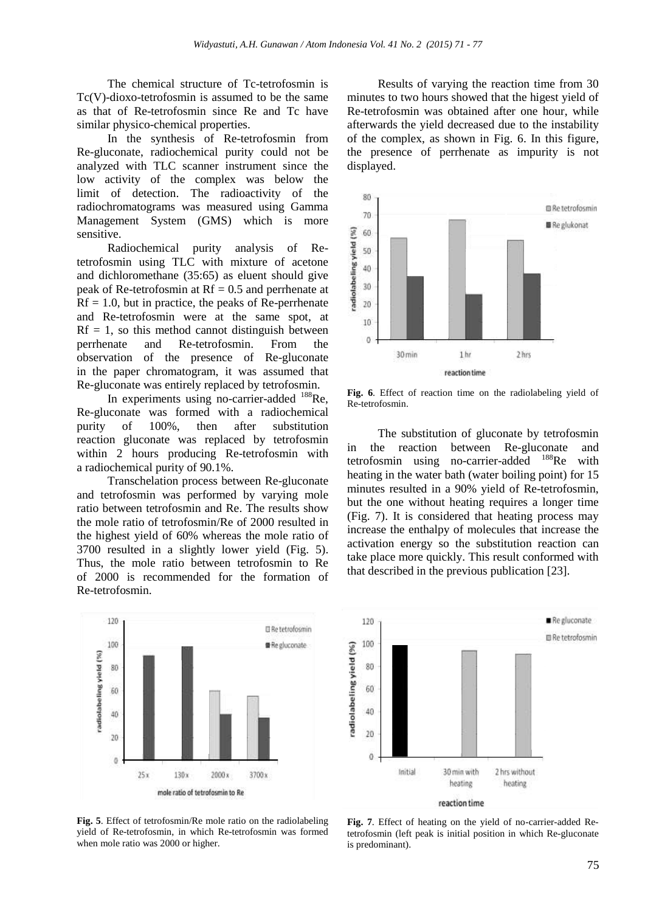The chemical structure of Tc-tetrofosmin is Tc(V)-dioxo-tetrofosmin is assumed to be the same as that of Re-tetrofosmin since Re and Tc have similar physico-chemical properties.

In the synthesis of Re-tetrofosmin from Re-gluconate, radiochemical purity could not be analyzed with TLC scanner instrument since the low activity of the complex was below the limit of detection. The radioactivity of the radiochromatograms was measured using Gamma Management System (GMS) which is more sensitive.

Radiochemical purity analysis of Re-tetrofosmin using TLC with mixture of acetone and dichloromethane (35:65) as eluent should give peak of Re-tetrofosmin at Rf = 0.5 and perrhenate at Rf = 1.0, but in practice, the peaks of Re-perrhenate and Re-tetrofosmin were at the same spot, at Rf = 1, so this method cannot distinguish between perrhenate and Re-tetrofosmin. From the observation of the presence of Re-gluconate in the paper chromatogram, it was assumed that Re-gluconate was entirely replaced by tetrofosmin.

In experiments using no-carrier-added $^{188}$Re, Re-gluconate was formed with a radiochemical purity of 100%, then after substitution reaction gluconate was replaced by tetrofosmin within 2 hours producing Re-tetrofosmin with a radiochemical purity of 90.1%.

Transchelation process between Re-gluconate and tetrofosmin was performed by varying mole ratio between tetrofosmin and Re. The results show the mole ratio of tetrofosmin/Re of 2000 resulted in the highest yield of 60% whereas the mole ratio of 3700 resulted in a slightly lower yield (Fig. 5). Thus, the mole ratio between tetrofosmin to Re of 2000 is recommended for the formation of Re-tetrofosmin.

**Fig. 5**. Effect of tetrofosmin/Re mole ratio on the radiolabeling yield of Re-tetrofosmin, in which Re-tetrofosmin was formed when mole ratio was 2000 or higher.

Results of varying the reaction time from 30 minutes to two hours showed that the higest yield of Re-tetrofosmin was obtained after one hour, while afterwards the yield decreased due to the instability of the complex, as shown in Fig. 6. In this figure, the presence of perrhenate as impurity is not displayed.

**Fig. 6**. Effect of reaction time on the radiolabeling yield of Re-tetrofosmin.

The substitution of gluconate by tetrofosmin in the reaction between Re-gluconate and tetrofosmin using no-carrier-added $^{188}$Re with heating in the water bath (water boiling point) for 15 minutes resulted in a 90% yield of Re-tetrofosmin, but the one without heating requires a longer time (Fig. 7). It is considered that heating process may increase the enthalpy of molecules that increase the activation energy so the substitution reaction can take place more quickly. This result conformed with that described in the previous publication [23].

**Fig. 7**. Effect of heating on the yield of no-carrier-added Re-tetrofosmin (left peak is initial position in which Re-gluconate is predominant).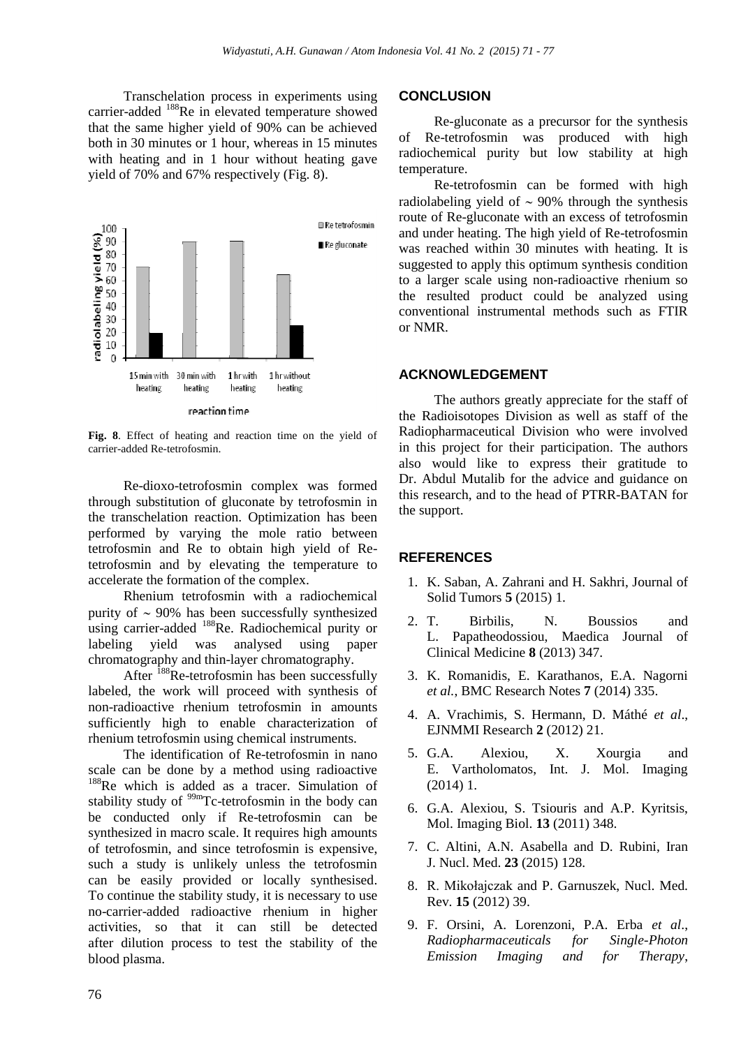Transchelation process in experiments using carrier-added $^{188}$Re in elevated temperature showed that the same higher yield of 90% can be achieved both in 30 minutes or 1 hour, whereas in 15 minutes with heating and in 1 hour without heating gave yield of 70% and 67% respectively (Fig. 8).

**Fig. 8**. Effect of heating and reaction time on the yield of carrier-added Re-tetrofosmin.

Re-dioxo-tetrofosmin complex was formed through substitution of gluconate by tetrofosmin in the transchelation reaction. Optimization has been performed by varying the mole ratio between tetrofosmin and Re to obtain high yield of Re-tetrofosmin and by elevating the temperature to accelerate the formation of the complex.

Rhenium tetrofosmin with a radiochemical purity of ~ 90% has been successfully synthesized using carrier-added $^{188}$Re. Radiochemical purity or labeling yield was analysed using paper chromatography and thin-layer chromatography.

After $^{188}$Re-tetrofosmin has been successfully labeled, the work will proceed with synthesis of non-radioactive rhenium tetrofosmin in amounts sufficiently high to enable characterization of rhenium tetrofosmin using chemical instruments.

The identification of Re-tetrofosmin in nano scale can be done by a method using radioactive $^{188}$Re which is added as a tracer. Simulation of stability study of $^{99m}$Tc-tetrofosmin in the body can be conducted only if Re-tetrofosmin can be synthesized in macro scale. It requires high amounts of tetrofosmin, and since tetrofosmin is expensive, such a study is unlikely unless the tetrofosmin can be easily provided or locally synthesised. To continue the stability study, it is necessary to use no-carrier-added radioactive rhenium in higher activities, so that it can still be detected after dilution process to test the stability of the blood plasma.

## CONCLUSION

Re-gluconate as a precursor for the synthesis of Re-tetrofosmin was produced with high radiochemical purity but low stability at high temperature.

Re-tetrofosmin can be formed with high radiolabeling yield of ~ 90% through the synthesis route of Re-gluconate with an excess of tetrofosmin and under heating. The high yield of Re-tetrofosmin was reached within 30 minutes with heating. It is suggested to apply this optimum synthesis condition to a larger scale using non-radioactive rhenium so the resulted product could be analyzed using conventional instrumental methods such as FTIR or NMR.

## ACKNOWLEDGEMENT

The authors greatly appreciate for the staff of the Radioisotopes Division as well as staff of the Radiopharmaceutical Division who were involved in this project for their participation. The authors also would like to express their gratitude to Dr. Abdul Mutalib for the advice and guidance on this research, and to the head of PTRR-BATAN for the support.

## REFERENCES

1. K. Saban, A. Zahrani and H. Sakhri, Journal of Solid Tumors **5** (2015) 1.
2. T. Birbilis, N. Boussios and L. Papatheodossiou, Maedica Journal of Clinical Medicine **8** (2013) 347.
3. K. Romanidis, E. Karathanos, E.A. Nagorni *et al.*, BMC Research Notes **7** (2014) 335.
4. A. Vrachimis, S. Hermann, D. Máthé *et al*., EJNMMI Research **2** (2012) 21.
5. G.A. Alexiou, X. Xourgia and E. Vartholomatos, Int. J. Mol. Imaging (2014) 1.
6. G.A. Alexiou, S. Tsiouris and A.P. Kyritsis, Mol. Imaging Biol. **13** (2011) 348.
7. C. Altini, A.N. Asabella and D. Rubini, Iran J. Nucl. Med. **23** (2015) 128.
8. R. Mikołajczak and P. Garnuszek, Nucl. Med. Rev. **15** (2012) 39.
9. F. Orsini, A. Lorenzoni, P.A. Erba *et al*., *Radiopharmaceuticals for Single-Photon Emission Imaging and for Therapy*,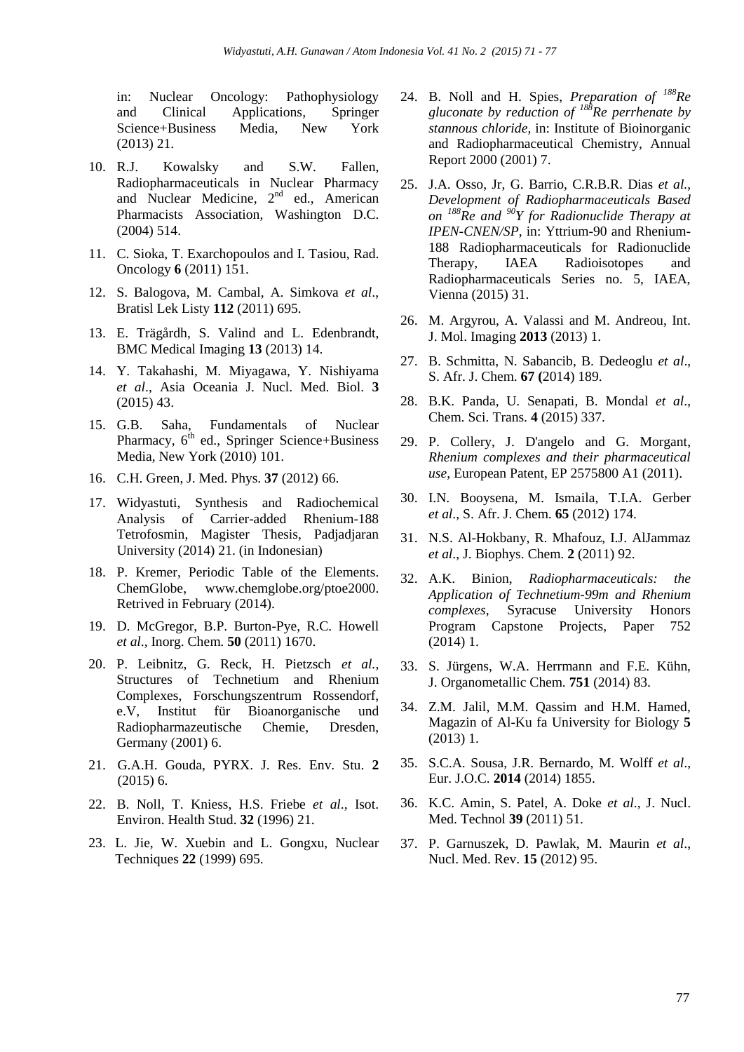in: Nuclear Oncology: Pathophysiology and Clinical Applications, Springer Science+Business Media, New York (2013) 21.

10. R.J. Kowalsky and S.W. Fallen, Radiopharmaceuticals in Nuclear Pharmacy and Nuclear Medicine, 2nd ed., American Pharmacists Association, Washington D.C. (2004) 514.
11. C. Sioka, T. Exarchopoulos and I. Tasiou, Rad. Oncology **6** (2011) 151.
12. S. Balogova, M. Cambal, A. Simkova *et al*., Bratisl Lek Listy **112** (2011) 695.
13. E. Trägårdh, S. Valind and L. Edenbrandt, BMC Medical Imaging **13** (2013) 14.
14. Y. Takahashi, M. Miyagawa, Y. Nishiyama *et al*., Asia Oceania J. Nucl. Med. Biol. **3** (2015) 43.
15. G.B. Saha, Fundamentals of Nuclear Pharmacy, 6th ed., Springer Science+Business Media, New York (2010) 101.
16. C.H. Green, J. Med. Phys. **37** (2012) 66.
17. Widyastuti, Synthesis and Radiochemical Analysis of Carrier-added Rhenium-188 Tetrofosmin, Magister Thesis, Padjadjaran University (2014) 21. (in Indonesian)
18. P. Kremer, Periodic Table of the Elements. ChemGlobe, www.chemglobe.org/ptoe2000. Retrived in February (2014).
19. D. McGregor, B.P. Burton-Pye, R.C. Howell *et al*., Inorg. Chem. **50** (2011) 1670.
20. P. Leibnitz, G. Reck, H. Pietzsch *et al.*, Structures of Technetium and Rhenium Complexes, Forschungszentrum Rossendorf, e.V, Institut für Bioanorganische und Radiopharmazeutische Chemie, Dresden, Germany (2001) 6.
21. G.A.H. Gouda, PYRX. J. Res. Env. Stu. **2** (2015) 6.
22. B. Noll, T. Kniess, H.S. Friebe *et al*., Isot. Environ. Health Stud. **32** (1996) 21.
23. L. Jie, W. Xuebin and L. Gongxu, Nuclear Techniques **22** (1999) 695.
24. B. Noll and H. Spies, *Preparation of $^{188}$Re gluconate by reduction of $^{188}$Re perrhenate by stannous chloride*, in: Institute of Bioinorganic and Radiopharmaceutical Chemistry, Annual Report 2000 (2001) 7.
25. J.A. Osso, Jr, G. Barrio, C.R.B.R. Dias *et al.*, *Development of Radiopharmaceuticals Based on $^{188}$Re and $^{90}$Y for Radionuclide Therapy at IPEN-CNEN/SP*, in: Yttrium-90 and Rhenium-188 Radiopharmaceuticals for Radionuclide Therapy, IAEA Radioisotopes and Radiopharmaceuticals Series no. 5, IAEA, Vienna (2015) 31.
26. M. Argyrou, A. Valassi and M. Andreou, Int. J. Mol. Imaging **2013** (2013) 1.
27. B. Schmitta, N. Sabancib, B. Dedeoglu *et al*., S. Afr. J. Chem. **67 (**2014) 189.
28. B.K. Panda, U. Senapati, B. Mondal *et al*., Chem. Sci. Trans. **4** (2015) 337.
29. P. Collery, J. D'angelo and G. Morgant, *Rhenium complexes and their pharmaceutical use*, European Patent, EP 2575800 A1 (2011).
30. I.N. Booysena, M. Ismaila, T.I.A. Gerber *et al*., S. Afr. J. Chem. **65** (2012) 174.
31. N.S. Al-Hokbany, R. Mhafouz, I.J. AlJammaz *et al*., J. Biophys. Chem. **2** (2011) 92.
32. A.K. Binion, *Radiopharmaceuticals: the Application of Technetium-99m and Rhenium complexes*, Syracuse University Honors Program Capstone Projects, Paper 752 (2014) 1.
33. S. Jürgens, W.A. Herrmann and F.E. Kühn, J. Organometallic Chem. **751** (2014) 83.
34. Z.M. Jalil, M.M. Qassim and H.M. Hamed, Magazin of Al-Ku fa University for Biology **5** (2013) 1.
35. S.C.A. Sousa, J.R. Bernardo, M. Wolff *et al*., Eur. J.O.C. **2014** (2014) 1855.
36. K.C. Amin, S. Patel, A. Doke *et al*., J. Nucl. Med. Technol **39** (2011) 51.
37. P. Garnuszek, D. Pawlak, M. Maurin *et al*., Nucl. Med. Rev. **15** (2012) 95.